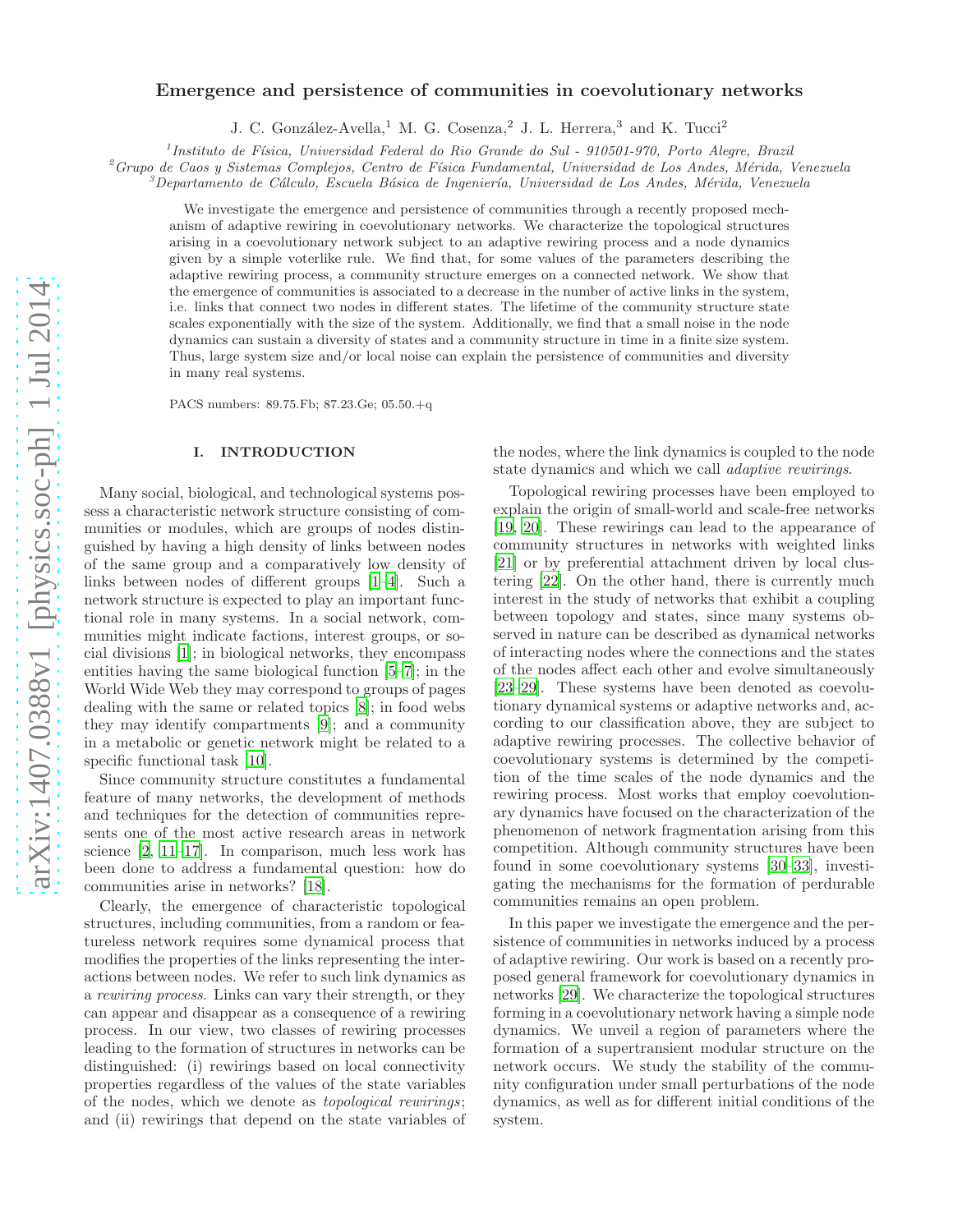# Emergence and persistence of communities in coevolutionary networks

J. C. González-Avella,[1] M. G. Cosenza,[2] J. L. Herrera,[3] and K. Tucci[2]

[1]*Instituto de Física, Universidad Federal do Rio Grande do Sul - 910501-970, Porto Alegre, Brazil*
[2]*Grupo de Caos y Sistemas Complejos, Centro de Física Fundamental, Universidad de Los Andes, Mérida, Venezuela*
[3]*Departamento de Cálculo, Escuela Básica de Ingeniería, Universidad de Los Andes, Mérida, Venezuela*

We investigate the emergence and persistence of communities through a recently proposed mechanism of adaptive rewiring in coevolutionary networks. We characterize the topological structures arising in a coevolutionary network subject to an adaptive rewiring process and a node dynamics given by a simple voterlike rule. We find that, for some values of the parameters describing the adaptive rewiring process, a community structure emerges on a connected network. We show that the emergence of communities is associated to a decrease in the number of active links in the system, i.e. links that connect two nodes in different states. The lifetime of the community structure state scales exponentially with the size of the system. Additionally, we find that a small noise in the node dynamics can sustain a diversity of states and a community structure in time in a finite size system. Thus, large system size and/or local noise can explain the persistence of communities and diversity in many real systems.

PACS numbers: 89.75.Fb; 87.23.Ge; 05.50.+q

## I. INTRODUCTION

Many social, biological, and technological systems possess a characteristic network structure consisting of communities or modules, which are groups of nodes distinguished by having a high density of links between nodes of the same group and a comparatively low density of links between nodes of different groups [1–4]. Such a network structure is expected to play an important functional role in many systems. In a social network, communities might indicate factions, interest groups, or social divisions [1]; in biological networks, they encompass entities having the same biological function [5–7]; in the World Wide Web they may correspond to groups of pages dealing with the same or related topics [8]; in food webs they may identify compartments [9]; and a community in a metabolic or genetic network might be related to a specific functional task [10].

Since community structure constitutes a fundamental feature of many networks, the development of methods and techniques for the detection of communities represents one of the most active research areas in network science [2, 11–17]. In comparison, much less work has been done to address a fundamental question: how do communities arise in networks? [18].

Clearly, the emergence of characteristic topological structures, including communities, from a random or featureless network requires some dynamical process that modifies the properties of the links representing the interactions between nodes. We refer to such link dynamics as a *rewiring process*. Links can vary their strength, or they can appear and disappear as a consequence of a rewiring process. In our view, two classes of rewiring processes leading to the formation of structures in networks can be distinguished: (i) rewirings based on local connectivity properties regardless of the values of the state variables of the nodes, which we denote as *topological rewirings*; and (ii) rewirings that depend on the state variables of the nodes, where the link dynamics is coupled to the node state dynamics and which we call *adaptive rewirings*.

Topological rewiring processes have been employed to explain the origin of small-world and scale-free networks [19, 20]. These rewirings can lead to the appearance of community structures in networks with weighted links [21] or by preferential attachment driven by local clustering [22]. On the other hand, there is currently much interest in the study of networks that exhibit a coupling between topology and states, since many systems observed in nature can be described as dynamical networks of interacting nodes where the connections and the states of the nodes affect each other and evolve simultaneously [23–29]. These systems have been denoted as coevolutionary dynamical systems or adaptive networks and, according to our classification above, they are subject to adaptive rewiring processes. The collective behavior of coevolutionary systems is determined by the competition of the time scales of the node dynamics and the rewiring process. Most works that employ coevolutionary dynamics have focused on the characterization of the phenomenon of network fragmentation arising from this competition. Although community structures have been found in some coevolutionary systems [30–33], investigating the mechanisms for the formation of perdurable communities remains an open problem.

In this paper we investigate the emergence and the persistence of communities in networks induced by a process of adaptive rewiring. Our work is based on a recently proposed general framework for coevolutionary dynamics in networks [29]. We characterize the topological structures forming in a coevolutionary network having a simple node dynamics. We unveil a region of parameters where the formation of a supertransient modular structure on the network occurs. We study the stability of the community configuration under small perturbations of the node dynamics, as well as for different initial conditions of the system.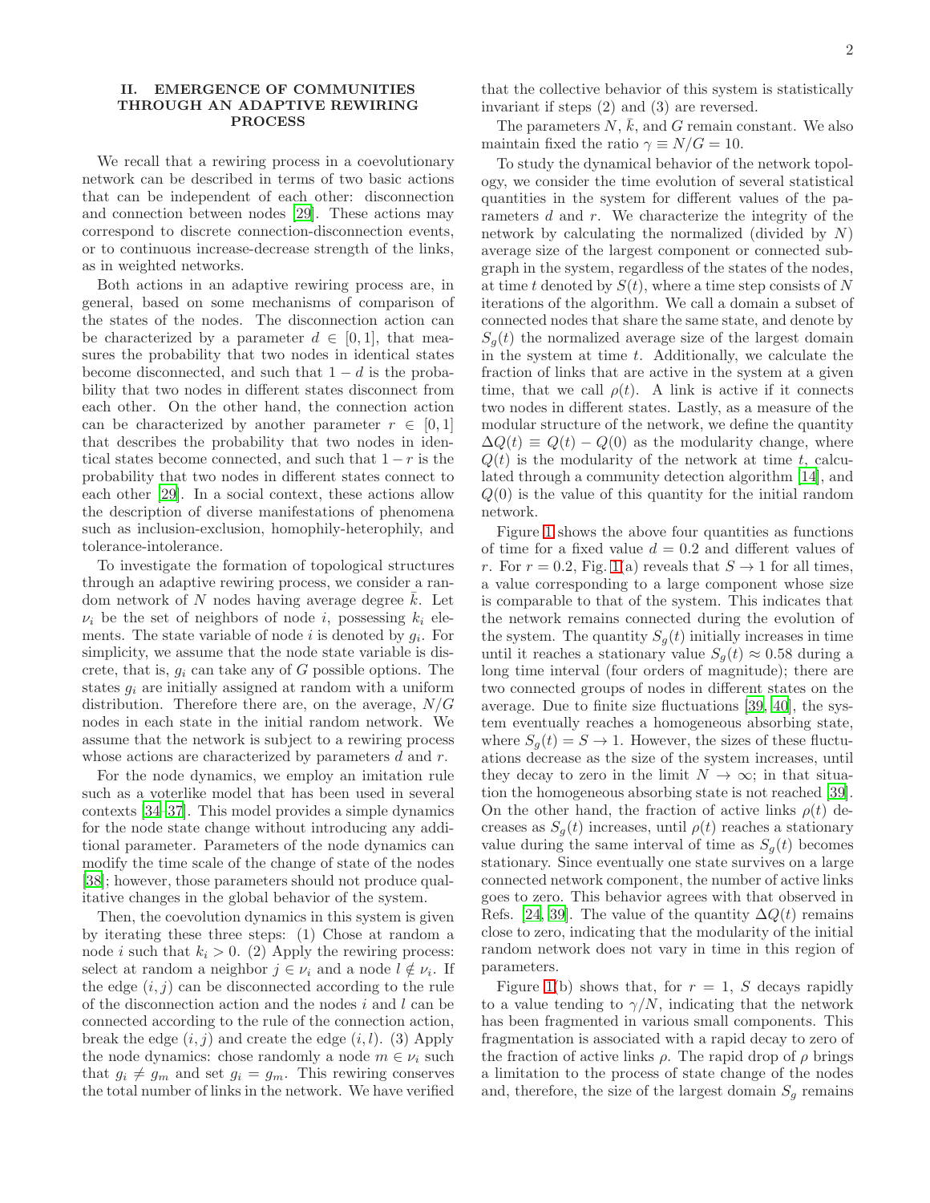## II. EMERGENCE OF COMMUNITIES THROUGH AN ADAPTIVE REWIRING PROCESS

We recall that a rewiring process in a coevolutionary network can be described in terms of two basic actions that can be independent of each other: disconnection and connection between nodes [29]. These actions may correspond to discrete connection-disconnection events, or to continuous increase-decrease strength of the links, as in weighted networks.

Both actions in an adaptive rewiring process are, in general, based on some mechanisms of comparison of the states of the nodes. The disconnection action can be characterized by a parameter $d \in [0, 1]$, that measures the probability that two nodes in identical states become disconnected, and such that $1-d$ is the probability that two nodes in different states disconnect from each other. On the other hand, the connection action can be characterized by another parameter $r \in [0, 1]$ that describes the probability that two nodes in identical states become connected, and such that $1-r$ is the probability that two nodes in different states connect to each other [29]. In a social context, these actions allow the description of diverse manifestations of phenomena such as inclusion-exclusion, homophily-heterophily, and tolerance-intolerance.

To investigate the formation of topological structures through an adaptive rewiring process, we consider a random network of $N$ nodes having average degree $\bar{k}$. Let $\nu_i$ be the set of neighbors of node $i$, possessing $k_i$ elements. The state variable of node $i$ is denoted by $g_i$. For simplicity, we assume that the node state variable is discrete, that is, $g_i$ can take any of $G$ possible options. The states $g_i$ are initially assigned at random with a uniform distribution. Therefore there are, on the average, $N/G$ nodes in each state in the initial random network. We assume that the network is subject to a rewiring process whose actions are characterized by parameters $d$ and $r$.

For the node dynamics, we employ an imitation rule such as a voterlike model that has been used in several contexts [34–37]. This model provides a simple dynamics for the node state change without introducing any additional parameter. Parameters of the node dynamics can modify the time scale of the change of state of the nodes [38]; however, those parameters should not produce qualitative changes in the global behavior of the system.

Then, the coevolution dynamics in this system is given by iterating these three steps: (1) Chose at random a node $i$ such that $k_i > 0$. (2) Apply the rewiring process: select at random a neighbor $j \in \nu_i$ and a node $l \notin \nu_i$. If the edge $(i, j)$ can be disconnected according to the rule of the disconnection action and the nodes $i$ and $l$ can be connected according to the rule of the connection action, break the edge $(i, j)$ and create the edge $(i, l)$. (3) Apply the node dynamics: chose randomly a node $m \in \nu_i$ such that $g_i \neq g_m$ and set $g_i = g_m$. This rewiring conserves the total number of links in the network. We have verified that the collective behavior of this system is statistically invariant if steps (2) and (3) are reversed.

The parameters $N$, $\bar{k}$, and $G$ remain constant. We also maintain fixed the ratio $\gamma \equiv N/G = 10$.

To study the dynamical behavior of the network topology, we consider the time evolution of several statistical quantities in the system for different values of the parameters $d$ and $r$. We characterize the integrity of the network by calculating the normalized (divided by $N$) average size of the largest component or connected subgraph in the system, regardless of the states of the nodes, at time $t$ denoted by $S(t)$, where a time step consists of $N$ iterations of the algorithm. We call a domain a subset of connected nodes that share the same state, and denote by $S_g(t)$ the normalized average size of the largest domain in the system at time $t$. Additionally, we calculate the fraction of links that are active in the system at a given time, that we call $\rho(t)$. A link is active if it connects two nodes in different states. Lastly, as a measure of the modular structure of the network, we define the quantity $\Delta Q(t) \equiv Q(t) - Q(0)$ as the modularity change, where $Q(t)$ is the modularity of the network at time $t$, calculated through a community detection algorithm [14], and $Q(0)$ is the value of this quantity for the initial random network.

Figure 1 shows the above four quantities as functions of time for a fixed value $d = 0.2$ and different values of $r$. For $r = 0.2$, Fig. 1(a) reveals that $S \to 1$ for all times, a value corresponding to a large component whose size is comparable to that of the system. This indicates that the network remains connected during the evolution of the system. The quantity $S_g(t)$ initially increases in time until it reaches a stationary value $S_g(t) \approx 0.58$ during a long time interval (four orders of magnitude); there are two connected groups of nodes in different states on the average. Due to finite size fluctuations [39, 40], the system eventually reaches a homogeneous absorbing state, where $S_g(t) = S \to 1$. However, the sizes of these fluctuations decrease as the size of the system increases, until they decay to zero in the limit $N \to \infty$; in that situation the homogeneous absorbing state is not reached [39]. On the other hand, the fraction of active links $\rho(t)$ decreases as $S_g(t)$ increases, until $\rho(t)$ reaches a stationary value during the same interval of time as $S_g(t)$ becomes stationary. Since eventually one state survives on a large connected network component, the number of active links goes to zero. This behavior agrees with that observed in Refs. [24, 39]. The value of the quantity $\Delta Q(t)$ remains close to zero, indicating that the modularity of the initial random network does not vary in time in this region of parameters.

Figure 1(b) shows that, for $r = 1$, $S$ decays rapidly to a value tending to $\gamma/N$, indicating that the network has been fragmented in various small components. This fragmentation is associated with a rapid decay to zero of the fraction of active links $\rho$. The rapid drop of $\rho$ brings a limitation to the process of state change of the nodes and, therefore, the size of the largest domain $S_g$ remains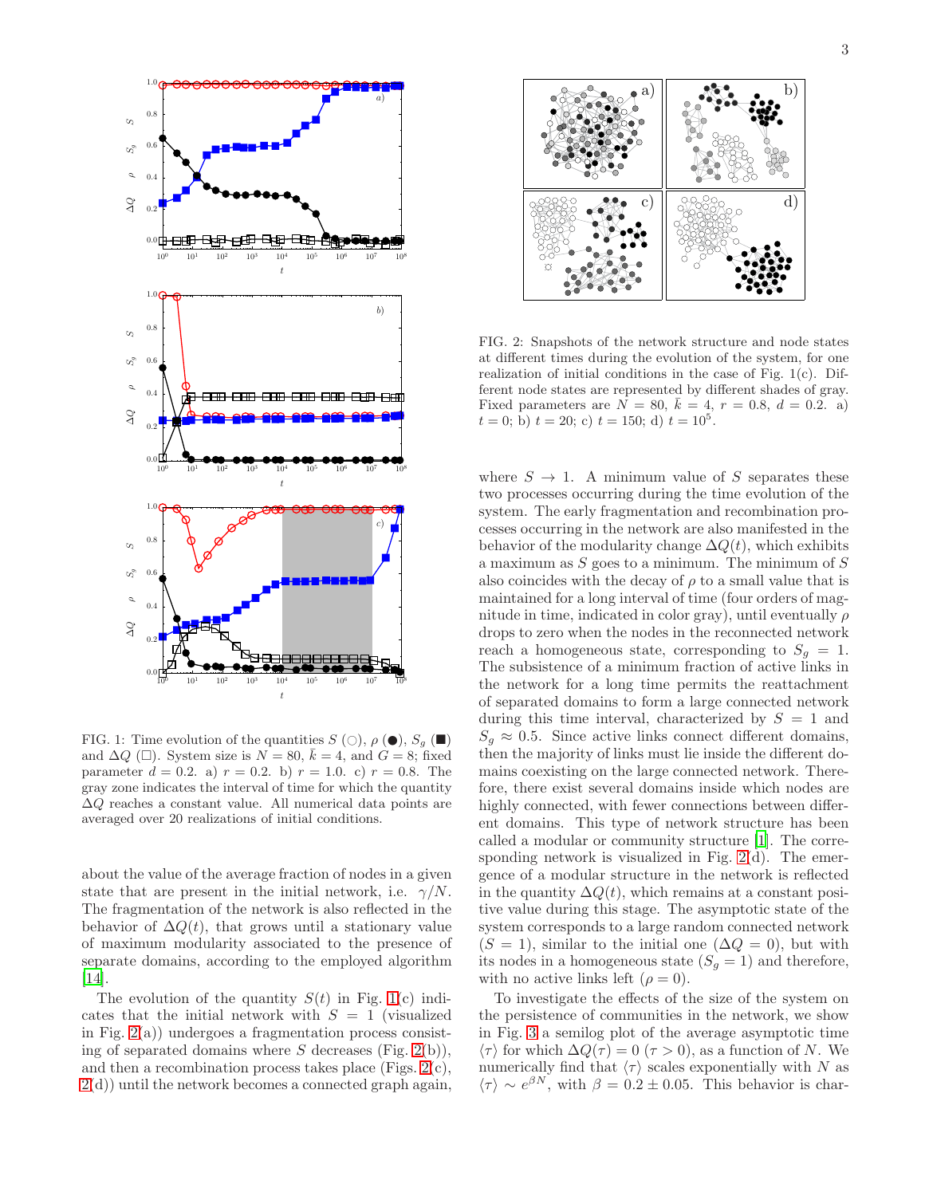FIG. 1: Time evolution of the quantities $S$ (○), $\rho$ (●), $S_g$ (■) and $\Delta Q$ (□). System size is $N = 80$, $\bar{k} = 4$, and $G = 8$; fixed parameter $d = 0.2$. a) $r = 0.2$. b) $r = 1.0$. c) $r = 0.8$. The gray zone indicates the interval of time for which the quantity $\Delta Q$ reaches a constant value. All numerical data points are averaged over 20 realizations of initial conditions.

FIG. 2: Snapshots of the network structure and node states at different times during the evolution of the system, for one realization of initial conditions in the case of Fig. 1(c). Different node states are represented by different shades of gray. Fixed parameters are $N = 80$, $\bar{k} = 4$, $r = 0.8$, $d = 0.2$. a) $t = 0$; b) $t = 20$; c) $t = 150$; d) $t = 10^5$.

about the value of the average fraction of nodes in a given state that are present in the initial network, i.e. $\gamma/N$. The fragmentation of the network is also reflected in the behavior of $\Delta Q(t)$, that grows until a stationary value of maximum modularity associated to the presence of separate domains, according to the employed algorithm [14].

The evolution of the quantity $S(t)$ in Fig. 1(c) indicates that the initial network with $S = 1$ (visualized in Fig. 2(a)) undergoes a fragmentation process consisting of separated domains where $S$ decreases (Fig. 2(b)), and then a recombination process takes place (Figs. 2(c), 2(d)) until the network becomes a connected graph again, where $S \to 1$. A minimum value of $S$ separates these two processes occurring during the time evolution of the system. The early fragmentation and recombination processes occurring in the network are also manifested in the behavior of the modularity change $\Delta Q(t)$, which exhibits a maximum as $S$ goes to a minimum. The minimum of $S$ also coincides with the decay of $\rho$ to a small value that is maintained for a long interval of time (four orders of magnitude in time, indicated in color gray), until eventually $\rho$ drops to zero when the nodes in the reconnected network reach a homogeneous state, corresponding to $S_g = 1$. The subsistence of a minimum fraction of active links in the network for a long time permits the reattachment of separated domains to form a large connected network during this time interval, characterized by $S = 1$ and $S_g \approx 0.5$. Since active links connect different domains, then the majority of links must lie inside the different domains coexisting on the large connected network. Therefore, there exist several domains inside which nodes are highly connected, with fewer connections between different domains. This type of network structure has been called a modular or community structure [1]. The corresponding network is visualized in Fig. 2(d). The emergence of a modular structure in the network is reflected in the quantity $\Delta Q(t)$, which remains at a constant positive value during this stage. The asymptotic state of the system corresponds to a large random connected network ($S = 1$), similar to the initial one ($\Delta Q = 0$), but with its nodes in a homogeneous state ($S_g = 1$) and therefore, with no active links left ($\rho = 0$).

To investigate the effects of the size of the system on the persistence of communities in the network, we show in Fig. 3 a semilog plot of the average asymptotic time $\langle\tau\rangle$ for which $\Delta Q(\tau) = 0$ ($\tau > 0$), as a function of $N$. We numerically find that $\langle\tau\rangle$ scales exponentially with $N$ as $\langle\tau\rangle \sim e^{\beta N}$, with $\beta = 0.2 \pm 0.05$. This behavior is char-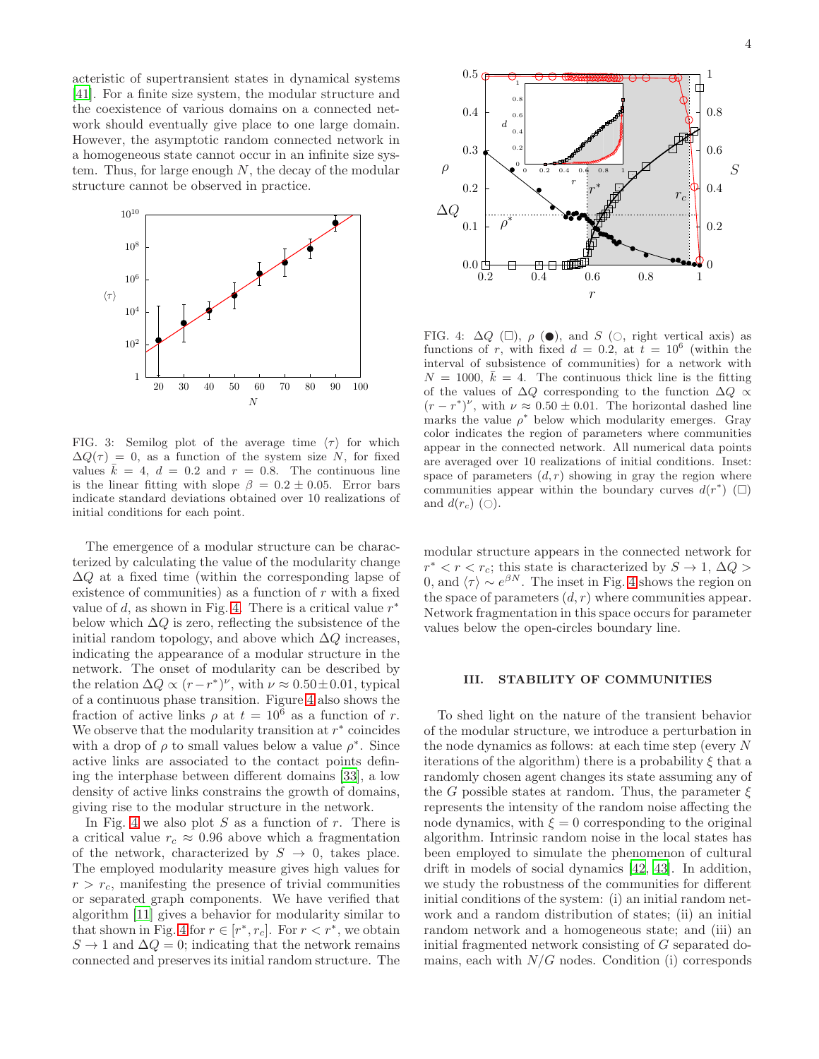acteristic of supertransient states in dynamical systems [41]. For a finite size system, the modular structure and the coexistence of various domains on a connected network should eventually give place to one large domain. However, the asymptotic random connected network in a homogeneous state cannot occur in an infinite size system. Thus, for large enough $N$, the decay of the modular structure cannot be observed in practice.

FIG. 3: Semilog plot of the average time $\langle\tau\rangle$ for which $\Delta Q(\tau) = 0$, as a function of the system size $N$, for fixed values $\bar{k} = 4$, $d = 0.2$ and $r = 0.8$. The continuous line is the linear fitting with slope $\beta = 0.2 \pm 0.05$. Error bars indicate standard deviations obtained over 10 realizations of initial conditions for each point.

The emergence of a modular structure can be characterized by calculating the value of the modularity change $\Delta Q$ at a fixed time (within the corresponding lapse of existence of communities) as a function of $r$ with a fixed value of $d$, as shown in Fig. 4. There is a critical value $r^*$ below which $\Delta Q$ is zero, reflecting the subsistence of the initial random topology, and above which $\Delta Q$ increases, indicating the appearance of a modular structure in the network. The onset of modularity can be described by the relation $\Delta Q \propto (r - r^*)^\nu$, with $\nu \approx 0.50 \pm 0.01$, typical of a continuous phase transition. Figure 4 also shows the fraction of active links $\rho$ at $t = 10^6$ as a function of $r$. We observe that the modularity transition at $r^*$ coincides with a drop of $\rho$ to small values below a value $\rho^*$. Since active links are associated to the contact points defining the interphase between different domains [33], a low density of active links constrains the growth of domains, giving rise to the modular structure in the network.

In Fig. 4 we also plot $S$ as a function of $r$. There is a critical value $r_c \approx 0.96$ above which a fragmentation of the network, characterized by $S \to 0$, takes place. The employed modularity measure gives high values for $r > r_c$, manifesting the presence of trivial communities or separated graph components. We have verified that algorithm [11] gives a behavior for modularity similar to that shown in Fig. 4 for $r \in [r^*, r_c]$. For $r < r^*$, we obtain $S \to 1$ and $\Delta Q = 0$; indicating that the network remains connected and preserves its initial random structure. The modular structure appears in the connected network for $r^* < r < r_c$; this state is characterized by $S \to 1$, $\Delta Q > 0$, and $\langle\tau\rangle \sim e^{\beta N}$. The inset in Fig. 4 shows the region on the space of parameters $(d, r)$ where communities appear. Network fragmentation in this space occurs for parameter values below the open-circles boundary line.

FIG. 4: $\Delta Q$ (□), $\rho$ (●), and $S$ (○, right vertical axis) as functions of $r$, with fixed $d = 0.2$, at $t = 10^6$ (within the interval of subsistence of communities) for a network with $N = 1000$, $\bar{k} = 4$. The continuous thick line is the fitting of the values of $\Delta Q$ corresponding to the function $\Delta Q \propto (r - r^*)^\nu$, with $\nu \approx 0.50 \pm 0.01$. The horizontal dashed line marks the value $\rho^*$ below which modularity emerges. Gray color indicates the region of parameters where communities appear in the connected network. All numerical data points are averaged over 10 realizations of initial conditions. Inset: space of parameters $(d, r)$ showing in gray the region where communities appear within the boundary curves $d(r^*)$ (□) and $d(r_c)$ (○).

## III. STABILITY OF COMMUNITIES

To shed light on the nature of the transient behavior of the modular structure, we introduce a perturbation in the node dynamics as follows: at each time step (every $N$ iterations of the algorithm) there is a probability $\xi$ that a randomly chosen agent changes its state assuming any of the $G$ possible states at random. Thus, the parameter $\xi$ represents the intensity of the random noise affecting the node dynamics, with $\xi = 0$ corresponding to the original algorithm. Intrinsic random noise in the local states has been employed to simulate the phenomenon of cultural drift in models of social dynamics [42, 43]. In addition, we study the robustness of the communities for different initial conditions of the system: (i) an initial random network and a random distribution of states; (ii) an initial random network and a homogeneous state; and (iii) an initial fragmented network consisting of $G$ separated domains, each with $N/G$ nodes. Condition (i) corresponds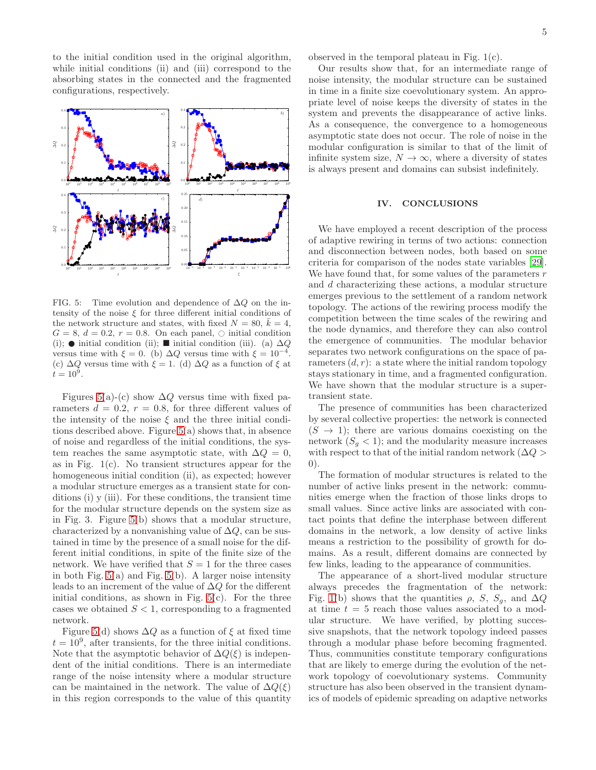to the initial condition used in the original algorithm, while initial conditions (ii) and (iii) correspond to the absorbing states in the connected and the fragmented configurations, respectively.

FIG. 5: Time evolution and dependence of $\Delta Q$ on the intensity of the noise $\xi$ for three different initial conditions of the network structure and states, with fixed $N = 80$, $\bar{k} = 4$, $G = 8$, $d = 0.2$, $r = 0.8$. On each panel, ○ initial condition (i); ● initial condition (ii); ■ initial condition (iii). (a) $\Delta Q$ versus time with $\xi = 0$. (b) $\Delta Q$ versus time with $\xi = 10^{-4}$. (c) $\Delta Q$ versus time with $\xi = 1$. (d) $\Delta Q$ as a function of $\xi$ at $t = 10^9$.

Figures 5(a)-(c) show $\Delta Q$ versus time with fixed parameters $d = 0.2$, $r = 0.8$, for three different values of the intensity of the noise $\xi$ and the three initial conditions described above. Figure 5(a) shows that, in absence of noise and regardless of the initial conditions, the system reaches the same asymptotic state, with $\Delta Q = 0$, as in Fig. 1(c). No transient structures appear for the homogeneous initial condition (ii), as expected; however a modular structure emerges as a transient state for conditions (i) y (iii). For these conditions, the transient time for the modular structure depends on the system size as in Fig. 3. Figure 5(b) shows that a modular structure, characterized by a nonvanishing value of $\Delta Q$, can be sustained in time by the presence of a small noise for the different initial conditions, in spite of the finite size of the network. We have verified that $S = 1$ for the three cases in both Fig. 5(a) and Fig. 5(b). A larger noise intensity leads to an increment of the value of $\Delta Q$ for the different initial conditions, as shown in Fig. 5(c). For the three cases we obtained $S < 1$, corresponding to a fragmented network.

Figure 5(d) shows $\Delta Q$ as a function of $\xi$ at fixed time $t = 10^9$, after transients, for the three initial conditions. Note that the asymptotic behavior of $\Delta Q(\xi)$ is independent of the initial conditions. There is an intermediate range of the noise intensity where a modular structure can be maintained in the network. The value of $\Delta Q(\xi)$ in this region corresponds to the value of this quantity observed in the temporal plateau in Fig. 1(c).

Our results show that, for an intermediate range of noise intensity, the modular structure can be sustained in time in a finite size coevolutionary system. An appropriate level of noise keeps the diversity of states in the system and prevents the disappearance of active links. As a consequence, the convergence to a homogeneous asymptotic state does not occur. The role of noise in the modular configuration is similar to that of the limit of infinite system size, $N \to \infty$, where a diversity of states is always present and domains can subsist indefinitely.

## IV. CONCLUSIONS

We have employed a recent description of the process of adaptive rewiring in terms of two actions: connection and disconnection between nodes, both based on some criteria for comparison of the nodes state variables [29]. We have found that, for some values of the parameters $r$ and $d$ characterizing these actions, a modular structure emerges previous to the settlement of a random network topology. The actions of the rewiring process modify the competition between the time scales of the rewiring and the node dynamics, and therefore they can also control the emergence of communities. The modular behavior separates two network configurations on the space of parameters $(d, r)$: a state where the initial random topology stays stationary in time, and a fragmented configuration. We have shown that the modular structure is a supertransient state.

The presence of communities has been characterized by several collective properties: the network is connected $(S \to 1)$; there are various domains coexisting on the network $(S_g < 1)$; and the modularity measure increases with respect to that of the initial random network $(\Delta Q > 0)$.

The formation of modular structures is related to the number of active links present in the network: communities emerge when the fraction of those links drops to small values. Since active links are associated with contact points that define the interphase between different domains in the network, a low density of active links means a restriction to the possibility of growth for domains. As a result, different domains are connected by few links, leading to the appearance of communities.

The appearance of a short-lived modular structure always precedes the fragmentation of the network: Fig. 1(b) shows that the quantities $\rho$, $S$, $S_g$, and $\Delta Q$ at time $t = 5$ reach those values associated to a modular structure. We have verified, by plotting successive snapshots, that the network topology indeed passes through a modular phase before becoming fragmented. Thus, communities constitute temporary configurations that are likely to emerge during the evolution of the network topology of coevolutionary systems. Community structure has also been observed in the transient dynamics of models of epidemic spreading on adaptive networks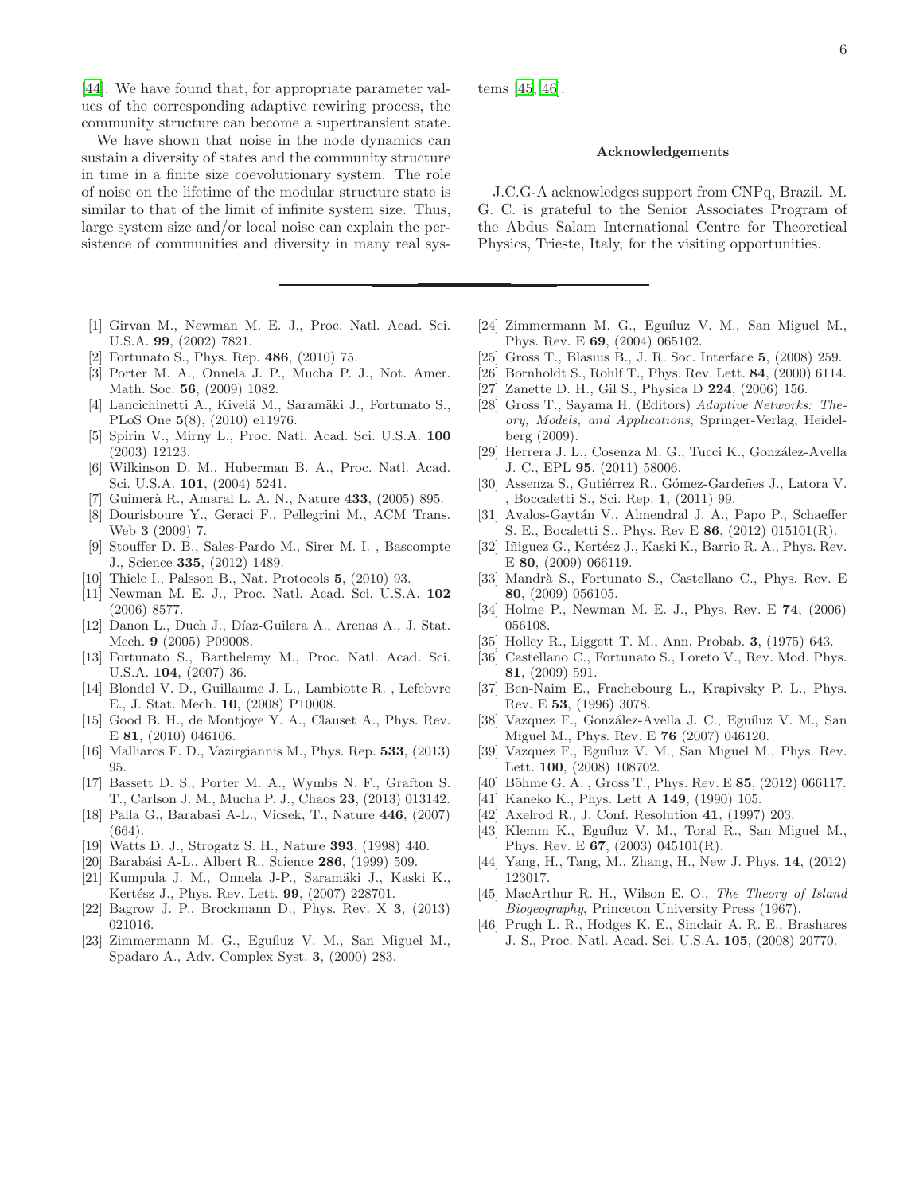[44]. We have found that, for appropriate parameter values of the corresponding adaptive rewiring process, the community structure can become a supertransient state.

We have shown that noise in the node dynamics can sustain a diversity of states and the community structure in time in a finite size coevolutionary system. The role of noise on the lifetime of the modular structure state is similar to that of the limit of infinite system size. Thus, large system size and/or local noise can explain the persistence of communities and diversity in many real systems [45, 46].

#### Acknowledgements

J.C.G-A acknowledges support from CNPq, Brazil. M. G. C. is grateful to the Senior Associates Program of the Abdus Salam International Centre for Theoretical Physics, Trieste, Italy, for the visiting opportunities.

---

[1] Girvan M., Newman M. E. J., Proc. Natl. Acad. Sci. U.S.A. **99**, (2002) 7821.

[2] Fortunato S., Phys. Rep. **486**, (2010) 75.

[3] Porter M. A., Onnela J. P., Mucha P. J., Not. Amer. Math. Soc. **56**, (2009) 1082.

[4] Lancichinetti A., Kivelä M., Saramäki J., Fortunato S., PLoS One **5**(8), (2010) e11976.

[5] Spirin V., Mirny L., Proc. Natl. Acad. Sci. U.S.A. **100** (2003) 12123.

[6] Wilkinson D. M., Huberman B. A., Proc. Natl. Acad. Sci. U.S.A. **101**, (2004) 5241.

[7] Guimerà R., Amaral L. A. N., Nature **433**, (2005) 895.

[8] Dourisboure Y., Geraci F., Pellegrini M., ACM Trans. Web **3** (2009) 7.

[9] Stouffer D. B., Sales-Pardo M., Sirer M. I. , Bascompte J., Science **335**, (2012) 1489.

[10] Thiele I., Palsson B., Nat. Protocols **5**, (2010) 93.

[11] Newman M. E. J., Proc. Natl. Acad. Sci. U.S.A. **102** (2006) 8577.

[12] Danon L., Duch J., Díaz-Guilera A., Arenas A., J. Stat. Mech. **9** (2005) P09008.

[13] Fortunato S., Barthelemy M., Proc. Natl. Acad. Sci. U.S.A. **104**, (2007) 36.

[14] Blondel V. D., Guillaume J. L., Lambiotte R. , Lefebvre E., J. Stat. Mech. **10**, (2008) P10008.

[15] Good B. H., de Montjoye Y. A., Clauset A., Phys. Rev. E **81**, (2010) 046106.

[16] Malliaros F. D., Vazirgiannis M., Phys. Rep. **533**, (2013) 95.

[17] Bassett D. S., Porter M. A., Wymbs N. F., Grafton S. T., Carlson J. M., Mucha P. J., Chaos **23**, (2013) 013142.

[18] Palla G., Barabasi A-L., Vicsek, T., Nature **446**, (2007) (664).

[19] Watts D. J., Strogatz S. H., Nature **393**, (1998) 440.

[20] Barabási A-L., Albert R., Science **286**, (1999) 509.

[21] Kumpula J. M., Onnela J-P., Saramäki J., Kaski K., Kertész J., Phys. Rev. Lett. **99**, (2007) 228701.

[22] Bagrow J. P., Brockmann D., Phys. Rev. X **3**, (2013) 021016.

[23] Zimmermann M. G., Eguíluz V. M., San Miguel M., Spadaro A., Adv. Complex Syst. **3**, (2000) 283.

[24] Zimmermann M. G., Eguíluz V. M., San Miguel M., Phys. Rev. E **69**, (2004) 065102.

[25] Gross T., Blasius B., J. R. Soc. Interface **5**, (2008) 259.

[26] Bornholdt S., Rohlf T., Phys. Rev. Lett. **84**, (2000) 6114.

[27] Zanette D. H., Gil S., Physica D **224**, (2006) 156.

[28] Gross T., Sayama H. (Editors) *Adaptive Networks: Theory, Models, and Applications*, Springer-Verlag, Heidelberg (2009).

[29] Herrera J. L., Cosenza M. G., Tucci K., González-Avella J. C., EPL **95**, (2011) 58006.

[30] Assenza S., Gutiérrez R., Gómez-Gardeñes J., Latora V. , Boccaletti S., Sci. Rep. **1**, (2011) 99.

[31] Avalos-Gaytán V., Almendral J. A., Papo P., Schaeffer S. E., Bocaletti S., Phys Rev E **86**, (2012) 015101(R).

[32] Iñiguez G., Kertész J., Kaski K., Barrio R. A., Phys. Rev. E **80**, (2009) 066119.

[33] Mandrà S., Fortunato S., Castellano C., Phys. Rev. E **80**, (2009) 056105.

[34] Holme P., Newman M. E. J., Phys. Rev. E **74**, (2006) 056108.

[35] Holley R., Liggett T. M., Ann. Probab. **3**, (1975) 643.

[36] Castellano C., Fortunato S., Loreto V., Rev. Mod. Phys. **81**, (2009) 591.

[37] Ben-Naim E., Frachebourg L., Krapivsky P. L., Phys. Rev. E **53**, (1996) 3078.

[38] Vazquez F., González-Avella J. C., Eguíluz V. M., San Miguel M., Phys. Rev. E **76** (2007) 046120.

[39] Vazquez F., Eguíluz V. M., San Miguel M., Phys. Rev. Lett. **100**, (2008) 108702.

[40] Böhme G. A. , Gross T., Phys. Rev. E **85**, (2012) 066117.

[41] Kaneko K., Phys. Lett A **149**, (1990) 105.

[42] Axelrod R., J. Conf. Resolution **41**, (1997) 203.

[43] Klemm K., Eguíluz V. M., Toral R., San Miguel M., Phys. Rev. E **67**, (2003) 045101(R).

[44] Yang, H., Tang, M., Zhang, H., New J. Phys. **14**, (2012) 123017.

[45] MacArthur R. H., Wilson E. O., *The Theory of Island Biogeography*, Princeton University Press (1967).

[46] Prugh L. R., Hodges K. E., Sinclair A. R. E., Brashares J. S., Proc. Natl. Acad. Sci. U.S.A. **105**, (2008) 20770.